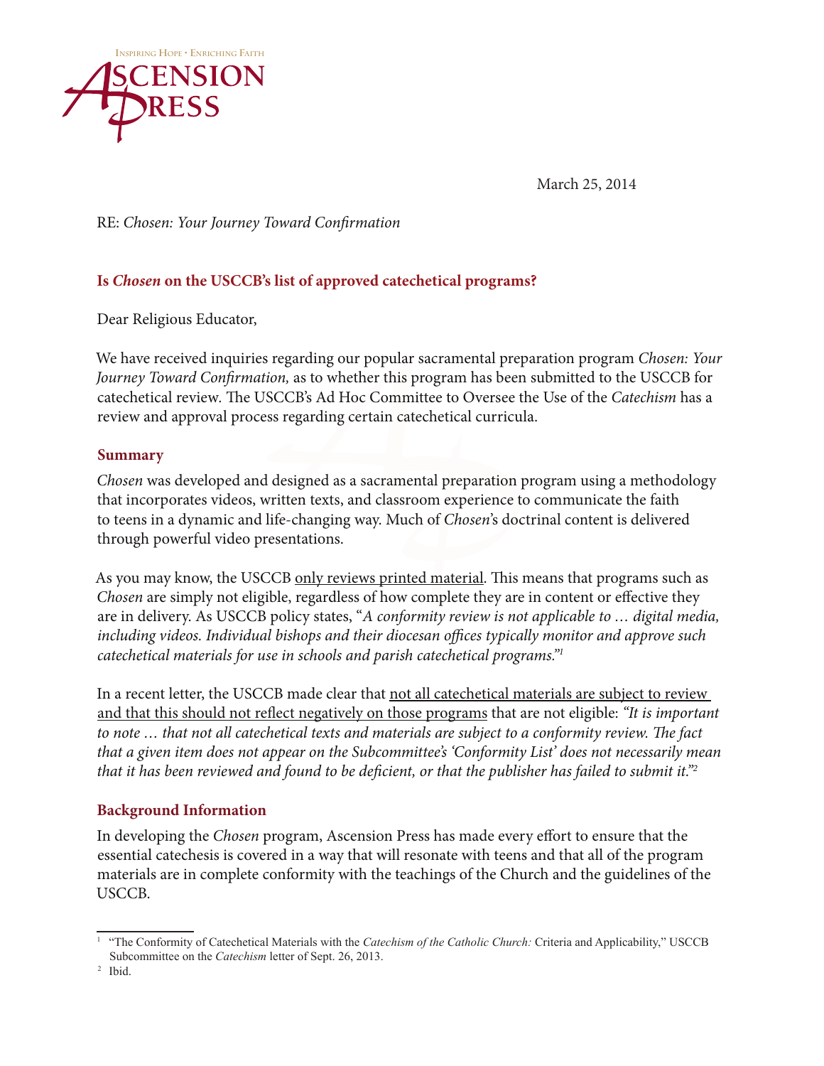Inspiring Hope • Enriching Faith

ASCENSION PRESS

March 25, 2014

RE: *Chosen: Your Journey Toward Confirmation*

## Is *Chosen* on the USCCB's list of approved catechetical programs?

Dear Religious Educator,

We have received inquiries regarding our popular sacramental preparation program *Chosen: Your Journey Toward Confirmation,* as to whether this program has been submitted to the USCCB for catechetical review. The USCCB's Ad Hoc Committee to Oversee the Use of the *Catechism* has a review and approval process regarding certain catechetical curricula.

### Summary

*Chosen* was developed and designed as a sacramental preparation program using a methodology that incorporates videos, written texts, and classroom experience to communicate the faith to teens in a dynamic and life-changing way. Much of *Chosen*'s doctrinal content is delivered through powerful video presentations.

As you may know, the USCCB only reviews printed material. This means that programs such as *Chosen* are simply not eligible, regardless of how complete they are in content or effective they are in delivery. As USCCB policy states, "*A conformity review is not applicable to … digital media, including videos. Individual bishops and their diocesan offices typically monitor and approve such catechetical materials for use in schools and parish catechetical programs.*"[1]

In a recent letter, the USCCB made clear that not all catechetical materials are subject to review and that this should not reflect negatively on those programs that are not eligible: *"It is important to note … that not all catechetical texts and materials are subject to a conformity review. The fact that a given item does not appear on the Subcommittee's 'Conformity List' does not necessarily mean that it has been reviewed and found to be deficient, or that the publisher has failed to submit it."*[2]

### Background Information

In developing the *Chosen* program, Ascension Press has made every effort to ensure that the essential catechesis is covered in a way that will resonate with teens and that all of the program materials are in complete conformity with the teachings of the Church and the guidelines of the USCCB.

---

[1] "The Conformity of Catechetical Materials with the *Catechism of the Catholic Church:* Criteria and Applicability," USCCB Subcommittee on the *Catechism* letter of Sept. 26, 2013.

[2] Ibid.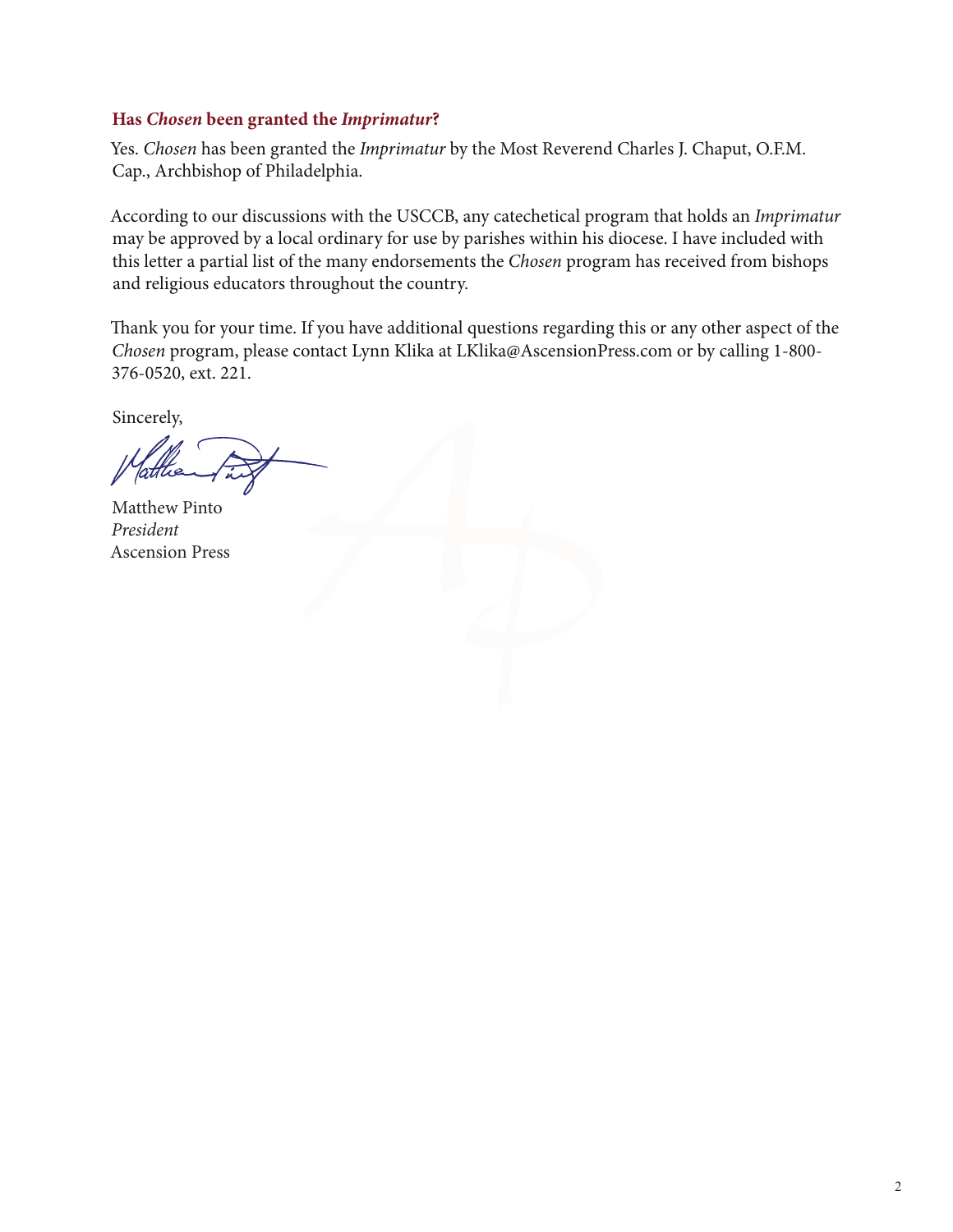### Has *Chosen* been granted the *Imprimatur*?

Yes. *Chosen* has been granted the *Imprimatur* by the Most Reverend Charles J. Chaput, O.F.M. Cap., Archbishop of Philadelphia.

According to our discussions with the USCCB, any catechetical program that holds an *Imprimatur* may be approved by a local ordinary for use by parishes within his diocese. I have included with this letter a partial list of the many endorsements the *Chosen* program has received from bishops and religious educators throughout the country.

Thank you for your time. If you have additional questions regarding this or any other aspect of the *Chosen* program, please contact Lynn Klika at LKlika@AscensionPress.com or by calling 1-800-376-0520, ext. 221.

Sincerely,

Matthew Pinto
*President*
Ascension Press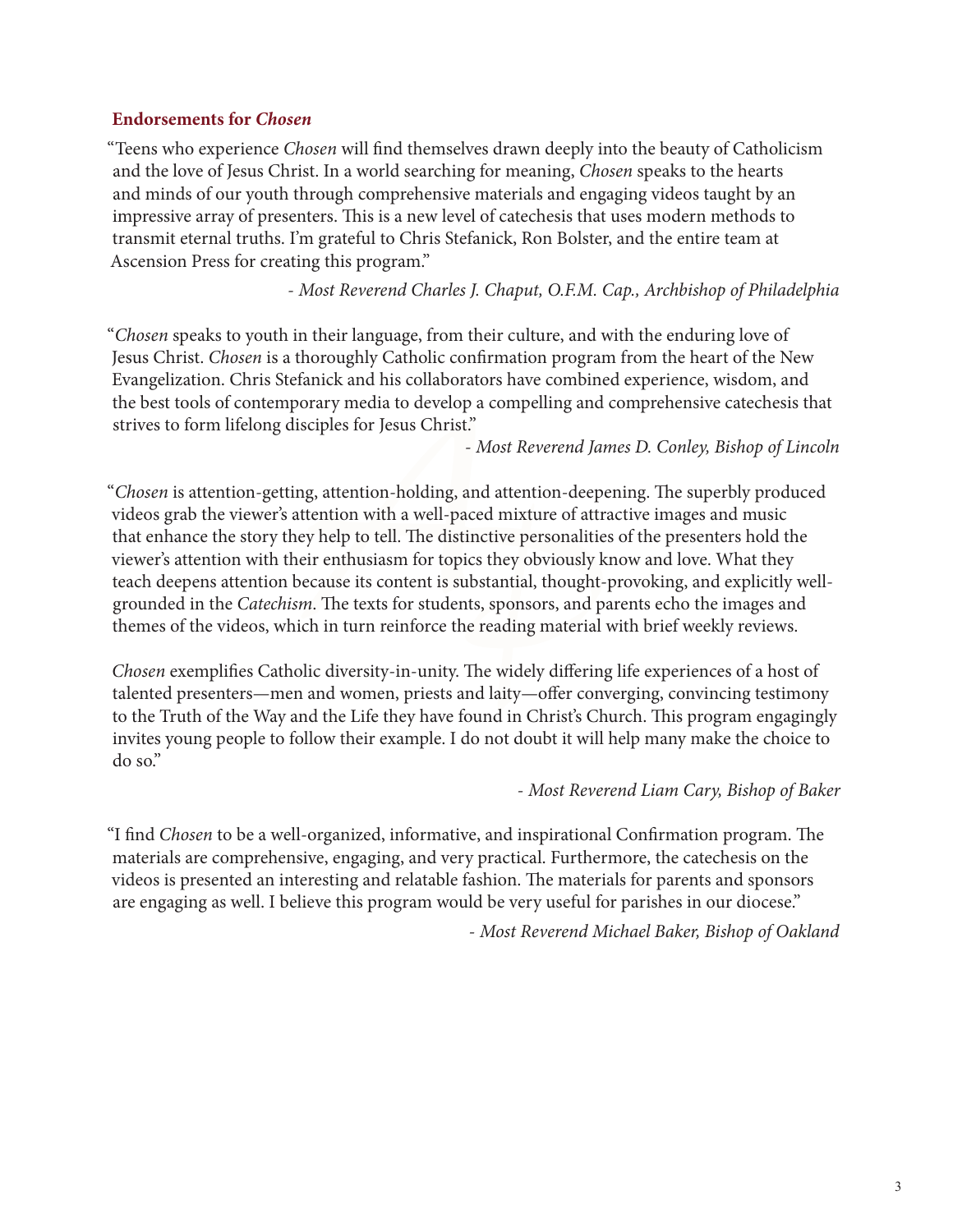## Endorsements for *Chosen*

"Teens who experience *Chosen* will find themselves drawn deeply into the beauty of Catholicism and the love of Jesus Christ. In a world searching for meaning, *Chosen* speaks to the hearts and minds of our youth through comprehensive materials and engaging videos taught by an impressive array of presenters. This is a new level of catechesis that uses modern methods to transmit eternal truths. I'm grateful to Chris Stefanick, Ron Bolster, and the entire team at Ascension Press for creating this program."

*- Most Reverend Charles J. Chaput, O.F.M. Cap., Archbishop of Philadelphia*

"*Chosen* speaks to youth in their language, from their culture, and with the enduring love of Jesus Christ. *Chosen* is a thoroughly Catholic confirmation program from the heart of the New Evangelization. Chris Stefanick and his collaborators have combined experience, wisdom, and the best tools of contemporary media to develop a compelling and comprehensive catechesis that strives to form lifelong disciples for Jesus Christ."

*- Most Reverend James D. Conley, Bishop of Lincoln*

"*Chosen* is attention-getting, attention-holding, and attention-deepening. The superbly produced videos grab the viewer's attention with a well-paced mixture of attractive images and music that enhance the story they help to tell. The distinctive personalities of the presenters hold the viewer's attention with their enthusiasm for topics they obviously know and love. What they teach deepens attention because its content is substantial, thought-provoking, and explicitly well-grounded in the *Catechism*. The texts for students, sponsors, and parents echo the images and themes of the videos, which in turn reinforce the reading material with brief weekly reviews.

*Chosen* exemplifies Catholic diversity-in-unity. The widely differing life experiences of a host of talented presenters—men and women, priests and laity—offer converging, convincing testimony to the Truth of the Way and the Life they have found in Christ's Church. This program engagingly invites young people to follow their example. I do not doubt it will help many make the choice to do so."

*- Most Reverend Liam Cary, Bishop of Baker*

"I find *Chosen* to be a well-organized, informative, and inspirational Confirmation program. The materials are comprehensive, engaging, and very practical. Furthermore, the catechesis on the videos is presented an interesting and relatable fashion. The materials for parents and sponsors are engaging as well. I believe this program would be very useful for parishes in our diocese."

*- Most Reverend Michael Baker, Bishop of Oakland*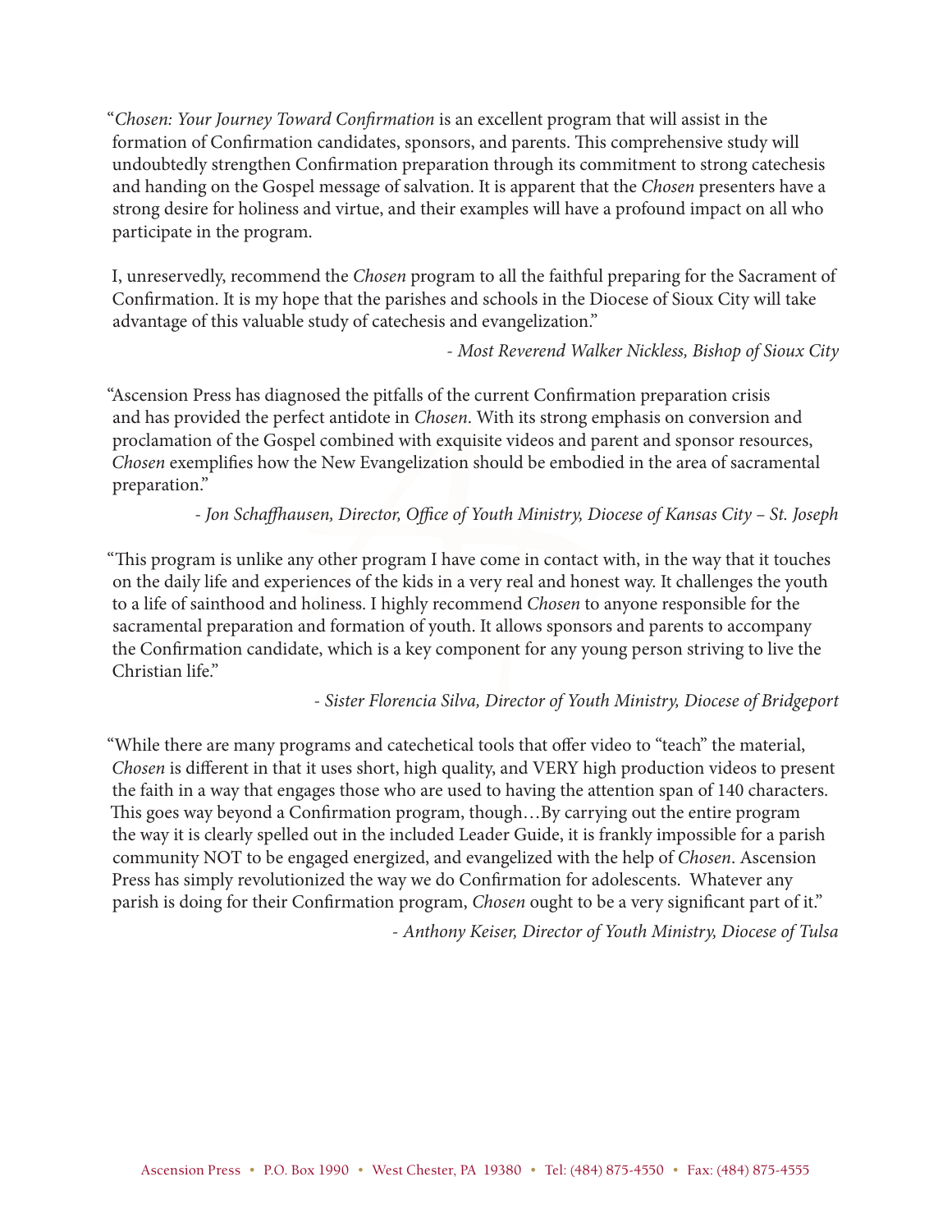"*Chosen: Your Journey Toward Confirmation* is an excellent program that will assist in the formation of Confirmation candidates, sponsors, and parents. This comprehensive study will undoubtedly strengthen Confirmation preparation through its commitment to strong catechesis and handing on the Gospel message of salvation. It is apparent that the *Chosen* presenters have a strong desire for holiness and virtue, and their examples will have a profound impact on all who participate in the program.

I, unreservedly, recommend the *Chosen* program to all the faithful preparing for the Sacrament of Confirmation. It is my hope that the parishes and schools in the Diocese of Sioux City will take advantage of this valuable study of catechesis and evangelization."

*- Most Reverend Walker Nickless, Bishop of Sioux City*

"Ascension Press has diagnosed the pitfalls of the current Confirmation preparation crisis and has provided the perfect antidote in *Chosen*. With its strong emphasis on conversion and proclamation of the Gospel combined with exquisite videos and parent and sponsor resources, *Chosen* exemplifies how the New Evangelization should be embodied in the area of sacramental preparation."

*- Jon Schaffhausen, Director, Office of Youth Ministry, Diocese of Kansas City – St. Joseph*

"This program is unlike any other program I have come in contact with, in the way that it touches on the daily life and experiences of the kids in a very real and honest way. It challenges the youth to a life of sainthood and holiness. I highly recommend *Chosen* to anyone responsible for the sacramental preparation and formation of youth. It allows sponsors and parents to accompany the Confirmation candidate, which is a key component for any young person striving to live the Christian life."

*- Sister Florencia Silva, Director of Youth Ministry, Diocese of Bridgeport*

"While there are many programs and catechetical tools that offer video to "teach" the material, *Chosen* is different in that it uses short, high quality, and VERY high production videos to present the faith in a way that engages those who are used to having the attention span of 140 characters. This goes way beyond a Confirmation program, though…By carrying out the entire program the way it is clearly spelled out in the included Leader Guide, it is frankly impossible for a parish community NOT to be engaged energized, and evangelized with the help of *Chosen*. Ascension Press has simply revolutionized the way we do Confirmation for adolescents. Whatever any parish is doing for their Confirmation program, *Chosen* ought to be a very significant part of it."

*- Anthony Keiser, Director of Youth Ministry, Diocese of Tulsa*

Ascension Press • P.O. Box 1990 • West Chester, PA 19380 • Tel: (484) 875-4550 • Fax: (484) 875-4555